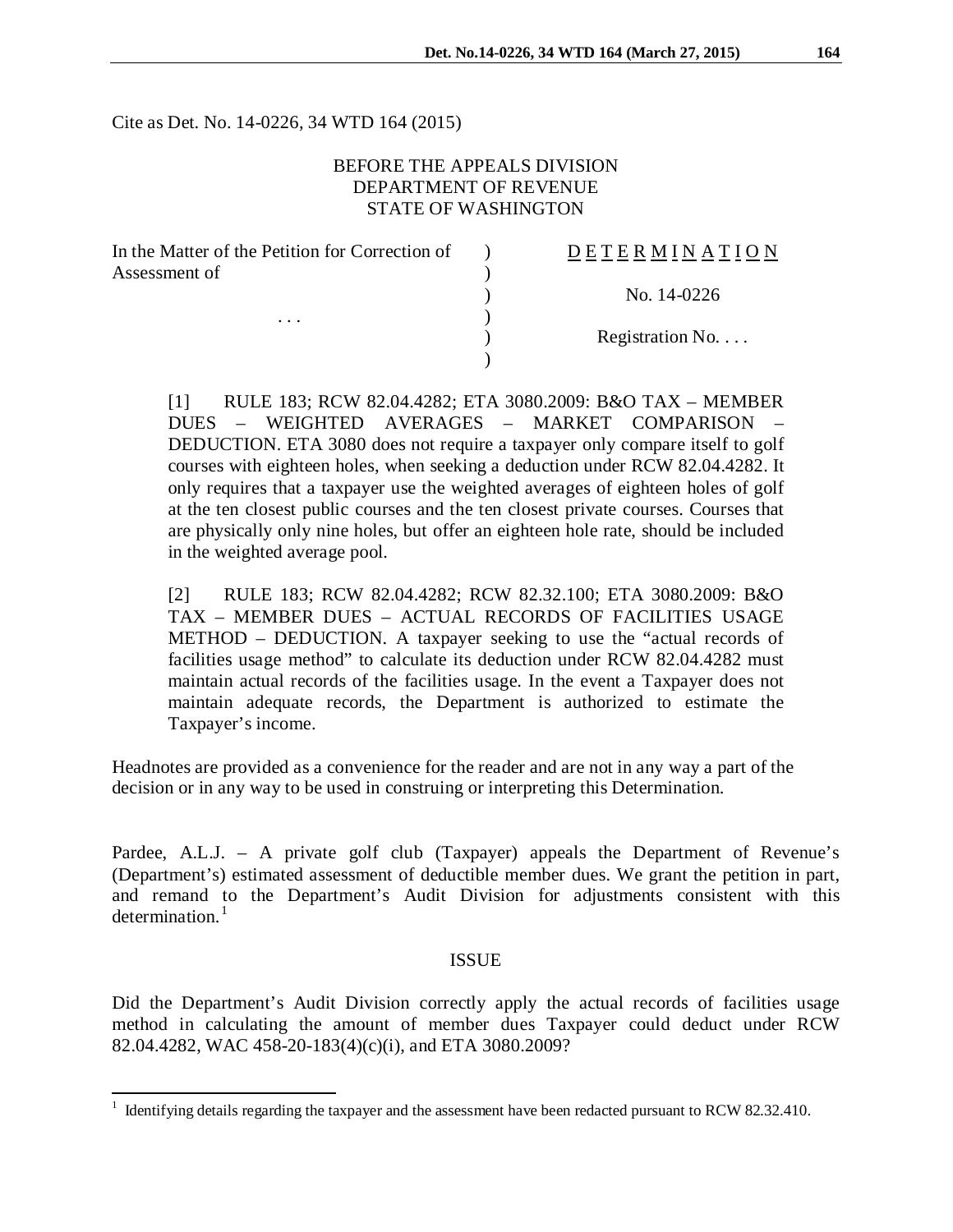Cite as Det. No. 14-0226, 34 WTD 164 (2015)

BEFORE THE APPEALS DIVISION
DEPARTMENT OF REVENUE
STATE OF WASHINGTON

| In the Matter of the Petition for Correction of Assessment of | ) | D E T E R M I N A T I O N |
|---|---|---|
| | ) | No. 14-0226 |
| . . . | ) | |
| | ) | Registration No. . . . |

[1] RULE 183; RCW 82.04.4282; ETA 3080.2009: B&O TAX – MEMBER DUES – WEIGHTED AVERAGES – MARKET COMPARISON – DEDUCTION. ETA 3080 does not require a taxpayer only compare itself to golf courses with eighteen holes, when seeking a deduction under RCW 82.04.4282. It only requires that a taxpayer use the weighted averages of eighteen holes of golf at the ten closest public courses and the ten closest private courses. Courses that are physically only nine holes, but offer an eighteen hole rate, should be included in the weighted average pool.

[2] RULE 183; RCW 82.04.4282; RCW 82.32.100; ETA 3080.2009: B&O TAX – MEMBER DUES – ACTUAL RECORDS OF FACILITIES USAGE METHOD – DEDUCTION. A taxpayer seeking to use the "actual records of facilities usage method" to calculate its deduction under RCW 82.04.4282 must maintain actual records of the facilities usage. In the event a Taxpayer does not maintain adequate records, the Department is authorized to estimate the Taxpayer's income.

Headnotes are provided as a convenience for the reader and are not in any way a part of the decision or in any way to be used in construing or interpreting this Determination.

Pardee, A.L.J. – A private golf club (Taxpayer) appeals the Department of Revenue's (Department's) estimated assessment of deductible member dues. We grant the petition in part, and remand to the Department's Audit Division for adjustments consistent with this determination.[1]

## ISSUE

Did the Department's Audit Division correctly apply the actual records of facilities usage method in calculating the amount of member dues Taxpayer could deduct under RCW 82.04.4282, WAC 458-20-183(4)(c)(i), and ETA 3080.2009?

[1] Identifying details regarding the taxpayer and the assessment have been redacted pursuant to RCW 82.32.410.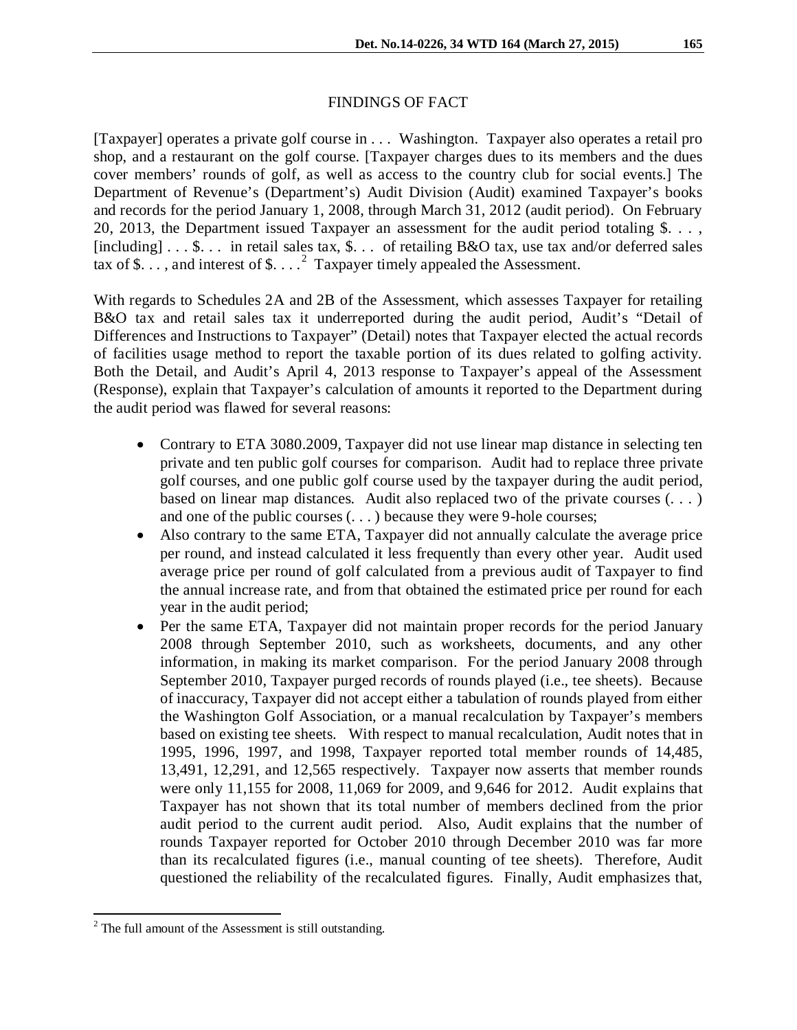## FINDINGS OF FACT

[Taxpayer] operates a private golf course in . . . Washington. Taxpayer also operates a retail pro shop, and a restaurant on the golf course. [Taxpayer charges dues to its members and the dues cover members' rounds of golf, as well as access to the country club for social events.] The Department of Revenue's (Department's) Audit Division (Audit) examined Taxpayer's books and records for the period January 1, 2008, through March 31, 2012 (audit period). On February 20, 2013, the Department issued Taxpayer an assessment for the audit period totaling $. . . , [including] . . . $. . . in retail sales tax, $. . . of retailing B&O tax, use tax and/or deferred sales tax of $. . . , and interest of $. . . .[2] Taxpayer timely appealed the Assessment.

With regards to Schedules 2A and 2B of the Assessment, which assesses Taxpayer for retailing B&O tax and retail sales tax it underreported during the audit period, Audit's "Detail of Differences and Instructions to Taxpayer" (Detail) notes that Taxpayer elected the actual records of facilities usage method to report the taxable portion of its dues related to golfing activity. Both the Detail, and Audit's April 4, 2013 response to Taxpayer's appeal of the Assessment (Response), explain that Taxpayer's calculation of amounts it reported to the Department during the audit period was flawed for several reasons:

- Contrary to ETA 3080.2009, Taxpayer did not use linear map distance in selecting ten private and ten public golf courses for comparison. Audit had to replace three private golf courses, and one public golf course used by the taxpayer during the audit period, based on linear map distances. Audit also replaced two of the private courses (. . . ) and one of the public courses (. . . ) because they were 9-hole courses;
- Also contrary to the same ETA, Taxpayer did not annually calculate the average price per round, and instead calculated it less frequently than every other year. Audit used average price per round of golf calculated from a previous audit of Taxpayer to find the annual increase rate, and from that obtained the estimated price per round for each year in the audit period;
- Per the same ETA, Taxpayer did not maintain proper records for the period January 2008 through September 2010, such as worksheets, documents, and any other information, in making its market comparison. For the period January 2008 through September 2010, Taxpayer purged records of rounds played (i.e., tee sheets). Because of inaccuracy, Taxpayer did not accept either a tabulation of rounds played from either the Washington Golf Association, or a manual recalculation by Taxpayer's members based on existing tee sheets. With respect to manual recalculation, Audit notes that in 1995, 1996, 1997, and 1998, Taxpayer reported total member rounds of 14,485, 13,491, 12,291, and 12,565 respectively. Taxpayer now asserts that member rounds were only 11,155 for 2008, 11,069 for 2009, and 9,646 for 2012. Audit explains that Taxpayer has not shown that its total number of members declined from the prior audit period to the current audit period. Also, Audit explains that the number of rounds Taxpayer reported for October 2010 through December 2010 was far more than its recalculated figures (i.e., manual counting of tee sheets). Therefore, Audit questioned the reliability of the recalculated figures. Finally, Audit emphasizes that,

[2] The full amount of the Assessment is still outstanding.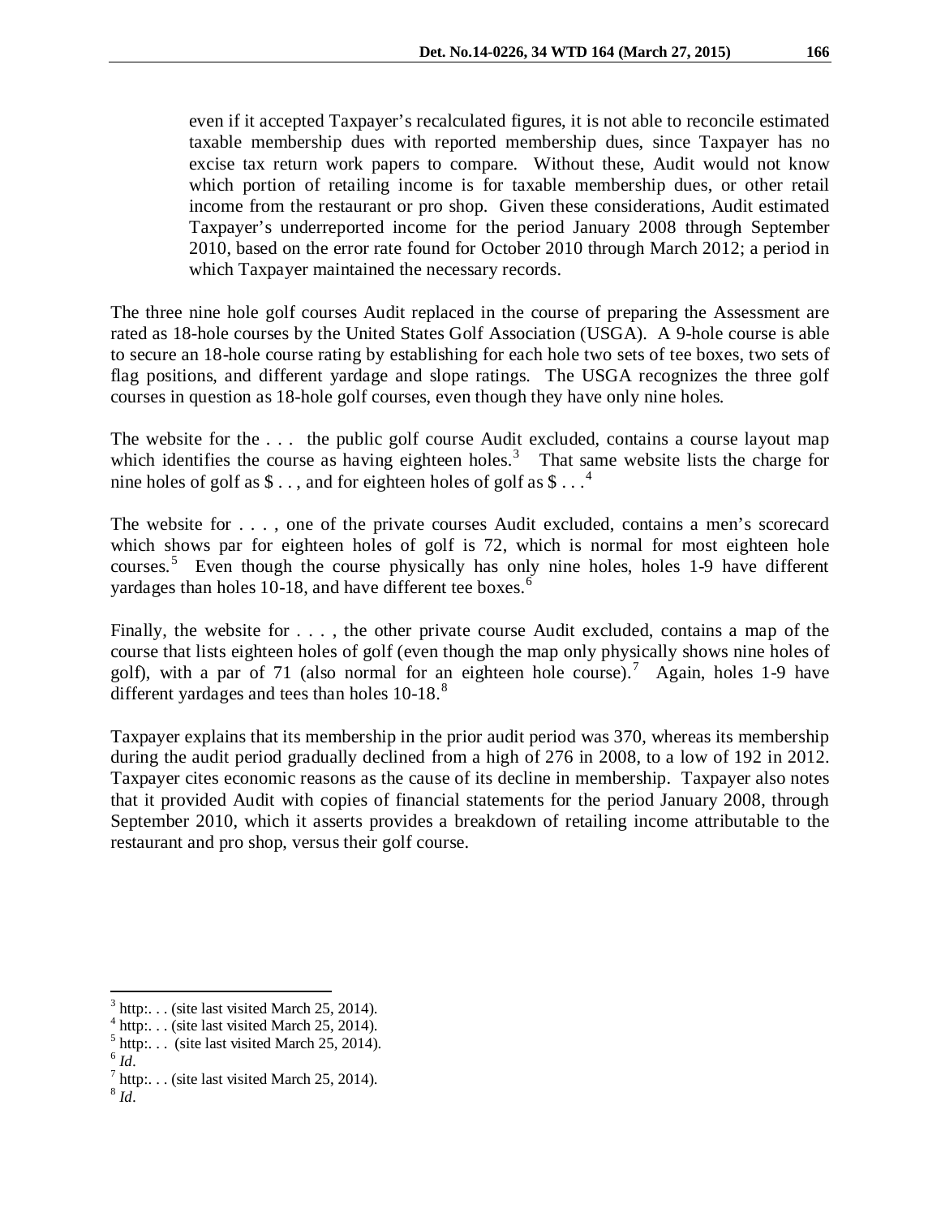> even if it accepted Taxpayer's recalculated figures, it is not able to reconcile estimated taxable membership dues with reported membership dues, since Taxpayer has no excise tax return work papers to compare. Without these, Audit would not know which portion of retailing income is for taxable membership dues, or other retail income from the restaurant or pro shop. Given these considerations, Audit estimated Taxpayer's underreported income for the period January 2008 through September 2010, based on the error rate found for October 2010 through March 2012; a period in which Taxpayer maintained the necessary records.

The three nine hole golf courses Audit replaced in the course of preparing the Assessment are rated as 18-hole courses by the United States Golf Association (USGA). A 9-hole course is able to secure an 18-hole course rating by establishing for each hole two sets of tee boxes, two sets of flag positions, and different yardage and slope ratings. The USGA recognizes the three golf courses in question as 18-hole golf courses, even though they have only nine holes.

The website for the . . . the public golf course Audit excluded, contains a course layout map which identifies the course as having eighteen holes.[3] That same website lists the charge for nine holes of golf as $ . . , and for eighteen holes of golf as $ . . .[4]

The website for . . . , one of the private courses Audit excluded, contains a men's scorecard which shows par for eighteen holes of golf is 72, which is normal for most eighteen hole courses.[5] Even though the course physically has only nine holes, holes 1-9 have different yardages than holes 10-18, and have different tee boxes.[6]

Finally, the website for . . . , the other private course Audit excluded, contains a map of the course that lists eighteen holes of golf (even though the map only physically shows nine holes of golf), with a par of 71 (also normal for an eighteen hole course).[7] Again, holes 1-9 have different yardages and tees than holes 10-18.[8]

Taxpayer explains that its membership in the prior audit period was 370, whereas its membership during the audit period gradually declined from a high of 276 in 2008, to a low of 192 in 2012. Taxpayer cites economic reasons as the cause of its decline in membership. Taxpayer also notes that it provided Audit with copies of financial statements for the period January 2008, through September 2010, which it asserts provides a breakdown of retailing income attributable to the restaurant and pro shop, versus their golf course.

---

[3] http:. . . (site last visited March 25, 2014).
[4] http:. . . (site last visited March 25, 2014).
[5] http:. . . (site last visited March 25, 2014).
[6] *Id*.
[7] http:. . . (site last visited March 25, 2014).
[8] *Id*.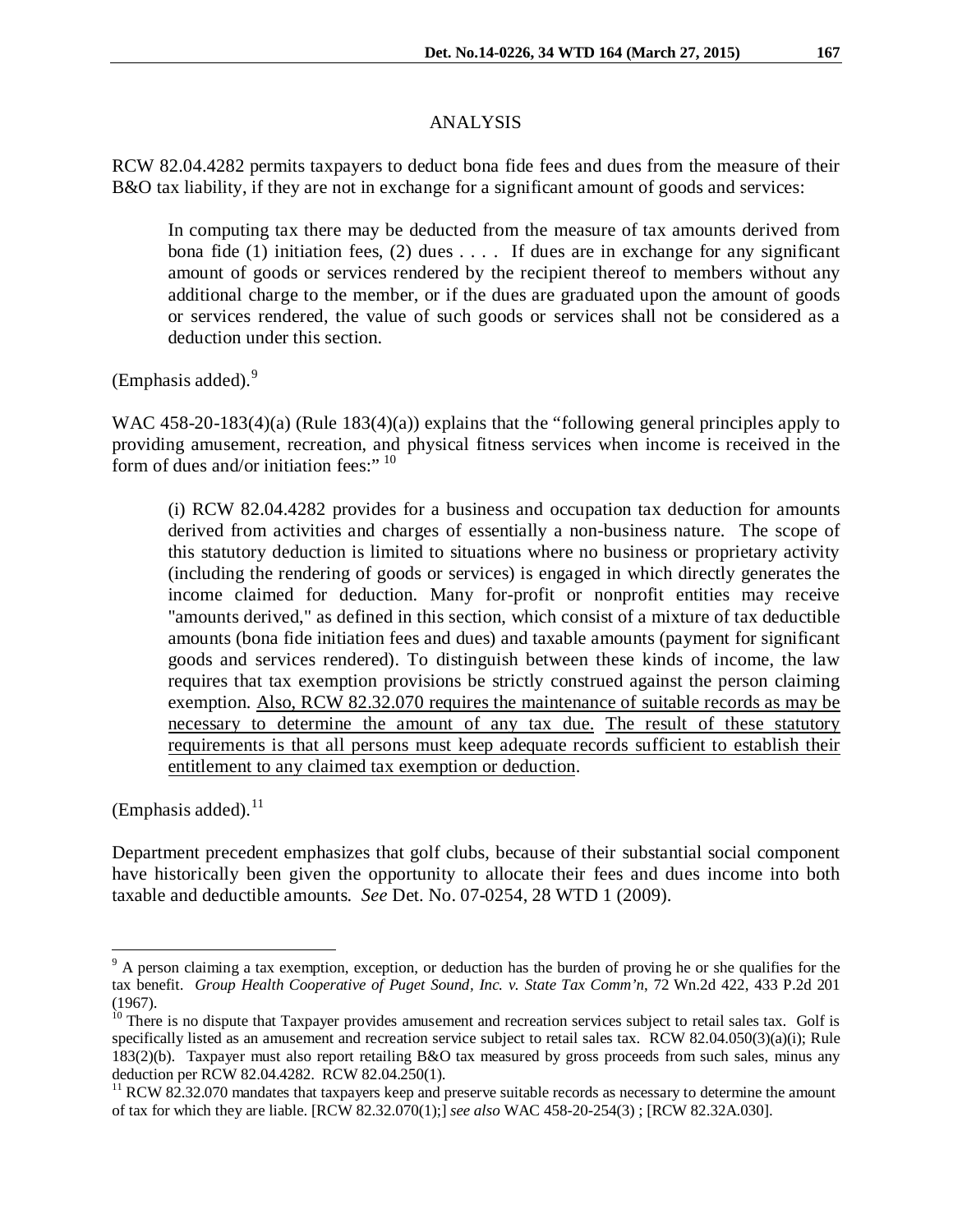## ANALYSIS

RCW 82.04.4282 permits taxpayers to deduct bona fide fees and dues from the measure of their B&O tax liability, if they are not in exchange for a significant amount of goods and services:

> In computing tax there may be deducted from the measure of tax amounts derived from bona fide (1) initiation fees, (2) dues . . . . If dues are in exchange for any significant amount of goods or services rendered by the recipient thereof to members without any additional charge to the member, or if the dues are graduated upon the amount of goods or services rendered, the value of such goods or services shall not be considered as a deduction under this section.

(Emphasis added).[9]

WAC 458-20-183(4)(a) (Rule 183(4)(a)) explains that the "following general principles apply to providing amusement, recreation, and physical fitness services when income is received in the form of dues and/or initiation fees:" [10]

> (i) RCW 82.04.4282 provides for a business and occupation tax deduction for amounts derived from activities and charges of essentially a non-business nature. The scope of this statutory deduction is limited to situations where no business or proprietary activity (including the rendering of goods or services) is engaged in which directly generates the income claimed for deduction. Many for-profit or nonprofit entities may receive "amounts derived," as defined in this section, which consist of a mixture of tax deductible amounts (bona fide initiation fees and dues) and taxable amounts (payment for significant goods and services rendered). To distinguish between these kinds of income, the law requires that tax exemption provisions be strictly construed against the person claiming exemption. <u>Also, RCW 82.32.070 requires the maintenance of suitable records as may be necessary to determine the amount of any tax due.</u> <u>The result of these statutory requirements is that all persons must keep adequate records sufficient to establish their entitlement to any claimed tax exemption or deduction</u>.

(Emphasis added).[11]

Department precedent emphasizes that golf clubs, because of their substantial social component have historically been given the opportunity to allocate their fees and dues income into both taxable and deductible amounts. *See* Det. No. 07-0254, 28 WTD 1 (2009).

---

[9] A person claiming a tax exemption, exception, or deduction has the burden of proving he or she qualifies for the tax benefit. *Group Health Cooperative of Puget Sound, Inc. v. State Tax Comm'n*, 72 Wn.2d 422, 433 P.2d 201 (1967).

[10] There is no dispute that Taxpayer provides amusement and recreation services subject to retail sales tax. Golf is specifically listed as an amusement and recreation service subject to retail sales tax. RCW 82.04.050(3)(a)(i); Rule 183(2)(b). Taxpayer must also report retailing B&O tax measured by gross proceeds from such sales, minus any deduction per RCW 82.04.4282. RCW 82.04.250(1).

[11] RCW 82.32.070 mandates that taxpayers keep and preserve suitable records as necessary to determine the amount of tax for which they are liable. [RCW 82.32.070(1);] *see also* WAC 458-20-254(3) ; [RCW 82.32A.030].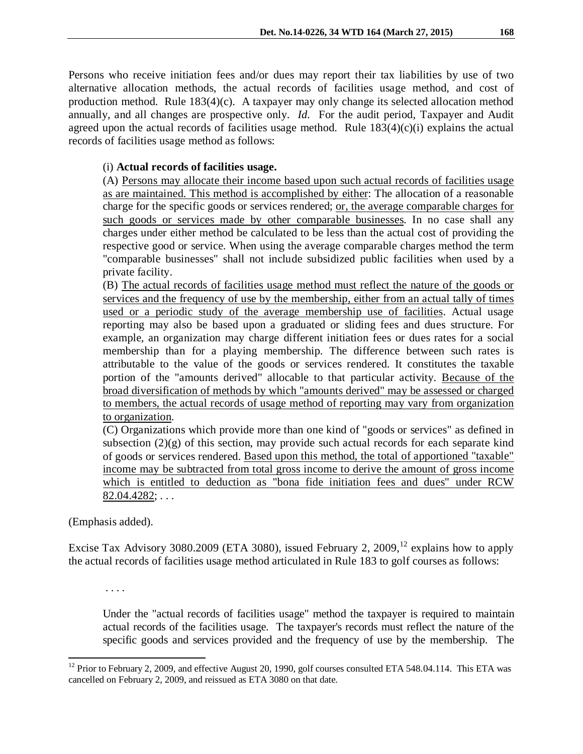Persons who receive initiation fees and/or dues may report their tax liabilities by use of two alternative allocation methods, the actual records of facilities usage method, and cost of production method. Rule 183(4)(c). A taxpayer may only change its selected allocation method annually, and all changes are prospective only. *Id.* For the audit period, Taxpayer and Audit agreed upon the actual records of facilities usage method. Rule 183(4)(c)(i) explains the actual records of facilities usage method as follows:

> (i) **Actual records of facilities usage.**
>
> (A) <u>Persons may allocate their income based upon such actual records of facilities usage as are maintained. This method is accomplished by either</u>: The allocation of a reasonable charge for the specific goods or services rendered; <u>or, the average comparable charges for such goods or services made by other comparable businesses</u>. In no case shall any charges under either method be calculated to be less than the actual cost of providing the respective good or service. When using the average comparable charges method the term "comparable businesses" shall not include subsidized public facilities when used by a private facility.
>
> (B) <u>The actual records of facilities usage method must reflect the nature of the goods or services and the frequency of use by the membership, either from an actual tally of times used or a periodic study of the average membership use of facilities</u>. Actual usage reporting may also be based upon a graduated or sliding fees and dues structure. For example, an organization may charge different initiation fees or dues rates for a social membership than for a playing membership. The difference between such rates is attributable to the value of the goods or services rendered. It constitutes the taxable portion of the "amounts derived" allocable to that particular activity. <u>Because of the broad diversification of methods by which "amounts derived" may be assessed or charged to members, the actual records of usage method of reporting may vary from organization to organization</u>.
>
> (C) Organizations which provide more than one kind of "goods or services" as defined in subsection (2)(g) of this section, may provide such actual records for each separate kind of goods or services rendered. <u>Based upon this method, the total of apportioned "taxable" income may be subtracted from total gross income to derive the amount of gross income which is entitled to deduction as "bona fide initiation fees and dues" under RCW 82.04.4282</u>; . . .

(Emphasis added).

Excise Tax Advisory 3080.2009 (ETA 3080), issued February 2, 2009,[12] explains how to apply the actual records of facilities usage method articulated in Rule 183 to golf courses as follows:

> . . . .
>
> Under the "actual records of facilities usage" method the taxpayer is required to maintain actual records of the facilities usage. The taxpayer's records must reflect the nature of the specific goods and services provided and the frequency of use by the membership. The

[12] Prior to February 2, 2009, and effective August 20, 1990, golf courses consulted ETA 548.04.114. This ETA was cancelled on February 2, 2009, and reissued as ETA 3080 on that date.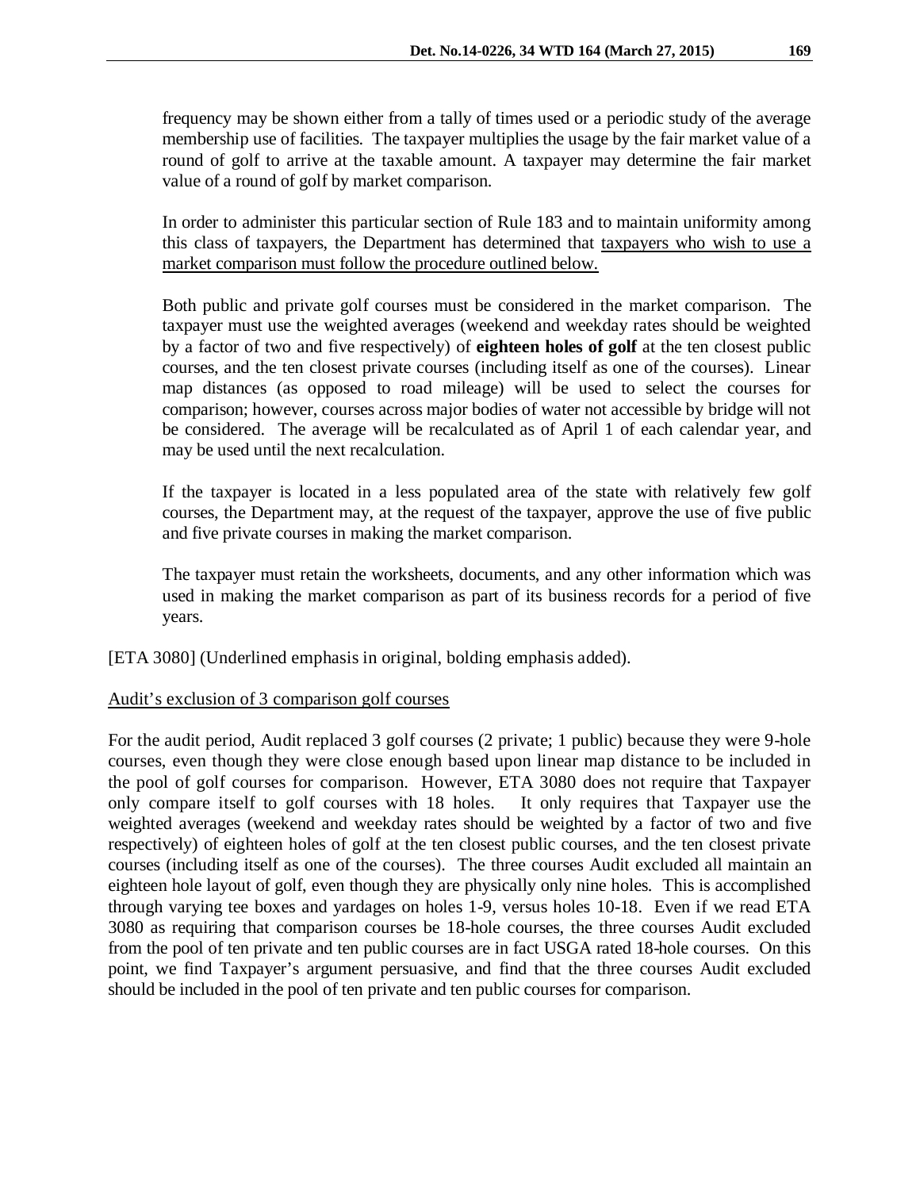> frequency may be shown either from a tally of times used or a periodic study of the average membership use of facilities. The taxpayer multiplies the usage by the fair market value of a round of golf to arrive at the taxable amount. A taxpayer may determine the fair market value of a round of golf by market comparison.
>
> In order to administer this particular section of Rule 183 and to maintain uniformity among this class of taxpayers, the Department has determined that <u>taxpayers who wish to use a market comparison must follow the procedure outlined below.</u>
>
> Both public and private golf courses must be considered in the market comparison. The taxpayer must use the weighted averages (weekend and weekday rates should be weighted by a factor of two and five respectively) of **eighteen holes of golf** at the ten closest public courses, and the ten closest private courses (including itself as one of the courses). Linear map distances (as opposed to road mileage) will be used to select the courses for comparison; however, courses across major bodies of water not accessible by bridge will not be considered. The average will be recalculated as of April 1 of each calendar year, and may be used until the next recalculation.
>
> If the taxpayer is located in a less populated area of the state with relatively few golf courses, the Department may, at the request of the taxpayer, approve the use of five public and five private courses in making the market comparison.
>
> The taxpayer must retain the worksheets, documents, and any other information which was used in making the market comparison as part of its business records for a period of five years.

[ETA 3080] (Underlined emphasis in original, bolding emphasis added).

<u>Audit's exclusion of 3 comparison golf courses</u>

For the audit period, Audit replaced 3 golf courses (2 private; 1 public) because they were 9-hole courses, even though they were close enough based upon linear map distance to be included in the pool of golf courses for comparison. However, ETA 3080 does not require that Taxpayer only compare itself to golf courses with 18 holes. It only requires that Taxpayer use the weighted averages (weekend and weekday rates should be weighted by a factor of two and five respectively) of eighteen holes of golf at the ten closest public courses, and the ten closest private courses (including itself as one of the courses). The three courses Audit excluded all maintain an eighteen hole layout of golf, even though they are physically only nine holes. This is accomplished through varying tee boxes and yardages on holes 1-9, versus holes 10-18. Even if we read ETA 3080 as requiring that comparison courses be 18-hole courses, the three courses Audit excluded from the pool of ten private and ten public courses are in fact USGA rated 18-hole courses. On this point, we find Taxpayer's argument persuasive, and find that the three courses Audit excluded should be included in the pool of ten private and ten public courses for comparison.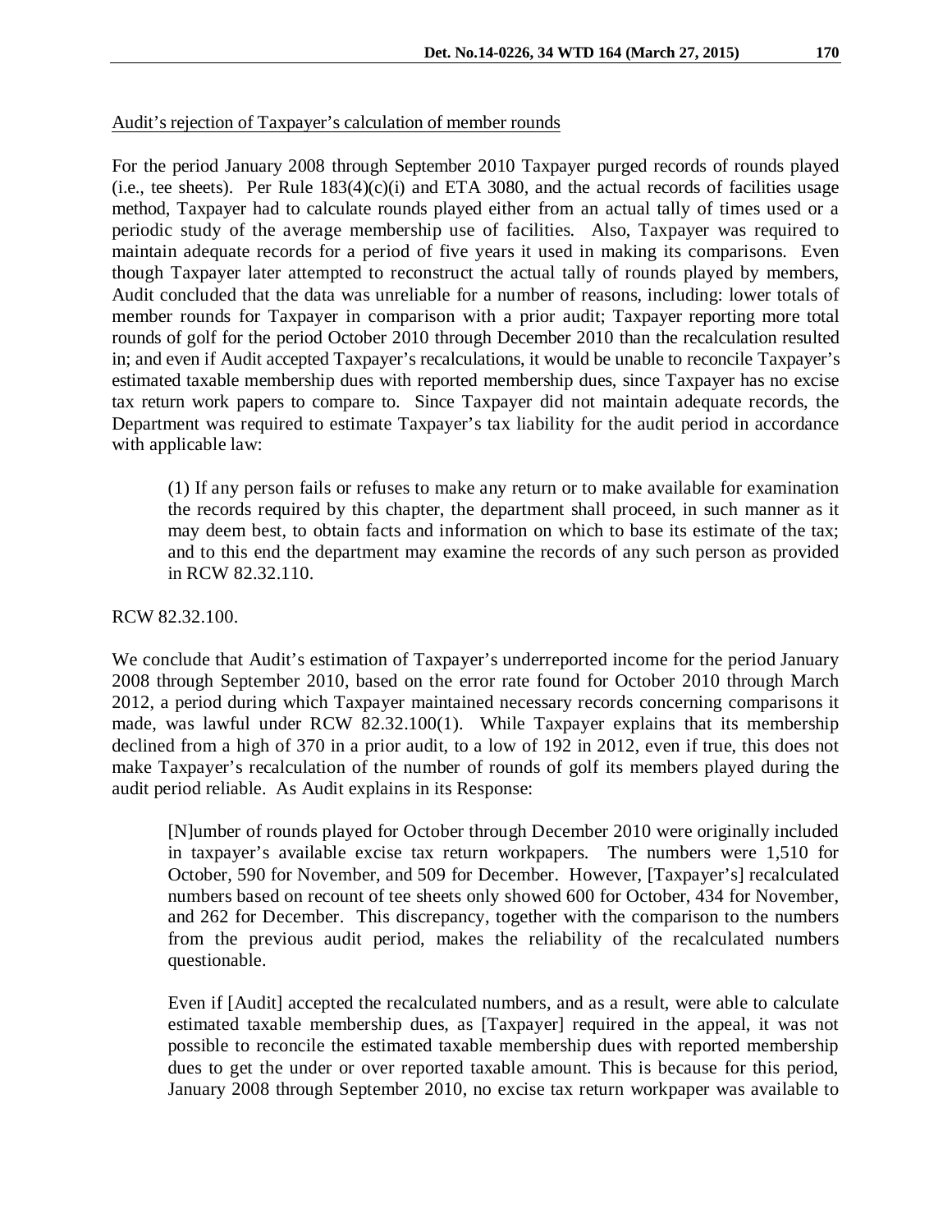Audit's rejection of Taxpayer's calculation of member rounds

For the period January 2008 through September 2010 Taxpayer purged records of rounds played (i.e., tee sheets). Per Rule 183(4)(c)(i) and ETA 3080, and the actual records of facilities usage method, Taxpayer had to calculate rounds played either from an actual tally of times used or a periodic study of the average membership use of facilities. Also, Taxpayer was required to maintain adequate records for a period of five years it used in making its comparisons. Even though Taxpayer later attempted to reconstruct the actual tally of rounds played by members, Audit concluded that the data was unreliable for a number of reasons, including: lower totals of member rounds for Taxpayer in comparison with a prior audit; Taxpayer reporting more total rounds of golf for the period October 2010 through December 2010 than the recalculation resulted in; and even if Audit accepted Taxpayer's recalculations, it would be unable to reconcile Taxpayer's estimated taxable membership dues with reported membership dues, since Taxpayer has no excise tax return work papers to compare to. Since Taxpayer did not maintain adequate records, the Department was required to estimate Taxpayer's tax liability for the audit period in accordance with applicable law:

> (1) If any person fails or refuses to make any return or to make available for examination the records required by this chapter, the department shall proceed, in such manner as it may deem best, to obtain facts and information on which to base its estimate of the tax; and to this end the department may examine the records of any such person as provided in RCW 82.32.110.

RCW 82.32.100.

We conclude that Audit's estimation of Taxpayer's underreported income for the period January 2008 through September 2010, based on the error rate found for October 2010 through March 2012, a period during which Taxpayer maintained necessary records concerning comparisons it made, was lawful under RCW 82.32.100(1). While Taxpayer explains that its membership declined from a high of 370 in a prior audit, to a low of 192 in 2012, even if true, this does not make Taxpayer's recalculation of the number of rounds of golf its members played during the audit period reliable. As Audit explains in its Response:

> [N]umber of rounds played for October through December 2010 were originally included in taxpayer's available excise tax return workpapers. The numbers were 1,510 for October, 590 for November, and 509 for December. However, [Taxpayer's] recalculated numbers based on recount of tee sheets only showed 600 for October, 434 for November, and 262 for December. This discrepancy, together with the comparison to the numbers from the previous audit period, makes the reliability of the recalculated numbers questionable.
>
> Even if [Audit] accepted the recalculated numbers, and as a result, were able to calculate estimated taxable membership dues, as [Taxpayer] required in the appeal, it was not possible to reconcile the estimated taxable membership dues with reported membership dues to get the under or over reported taxable amount. This is because for this period, January 2008 through September 2010, no excise tax return workpaper was available to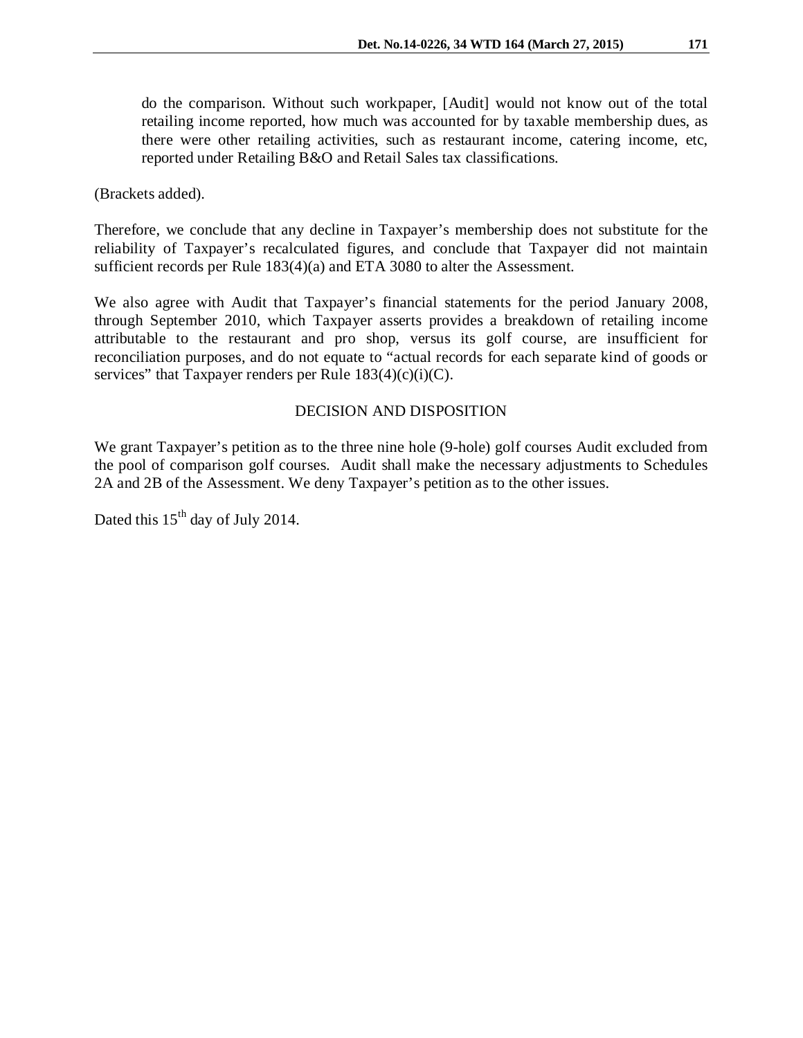> do the comparison. Without such workpaper, [Audit] would not know out of the total retailing income reported, how much was accounted for by taxable membership dues, as there were other retailing activities, such as restaurant income, catering income, etc, reported under Retailing B&O and Retail Sales tax classifications.

(Brackets added).

Therefore, we conclude that any decline in Taxpayer's membership does not substitute for the reliability of Taxpayer's recalculated figures, and conclude that Taxpayer did not maintain sufficient records per Rule 183(4)(a) and ETA 3080 to alter the Assessment.

We also agree with Audit that Taxpayer's financial statements for the period January 2008, through September 2010, which Taxpayer asserts provides a breakdown of retailing income attributable to the restaurant and pro shop, versus its golf course, are insufficient for reconciliation purposes, and do not equate to "actual records for each separate kind of goods or services" that Taxpayer renders per Rule 183(4)(c)(i)(C).

## DECISION AND DISPOSITION

We grant Taxpayer's petition as to the three nine hole (9-hole) golf courses Audit excluded from the pool of comparison golf courses. Audit shall make the necessary adjustments to Schedules 2A and 2B of the Assessment. We deny Taxpayer's petition as to the other issues.

Dated this 15th day of July 2014.